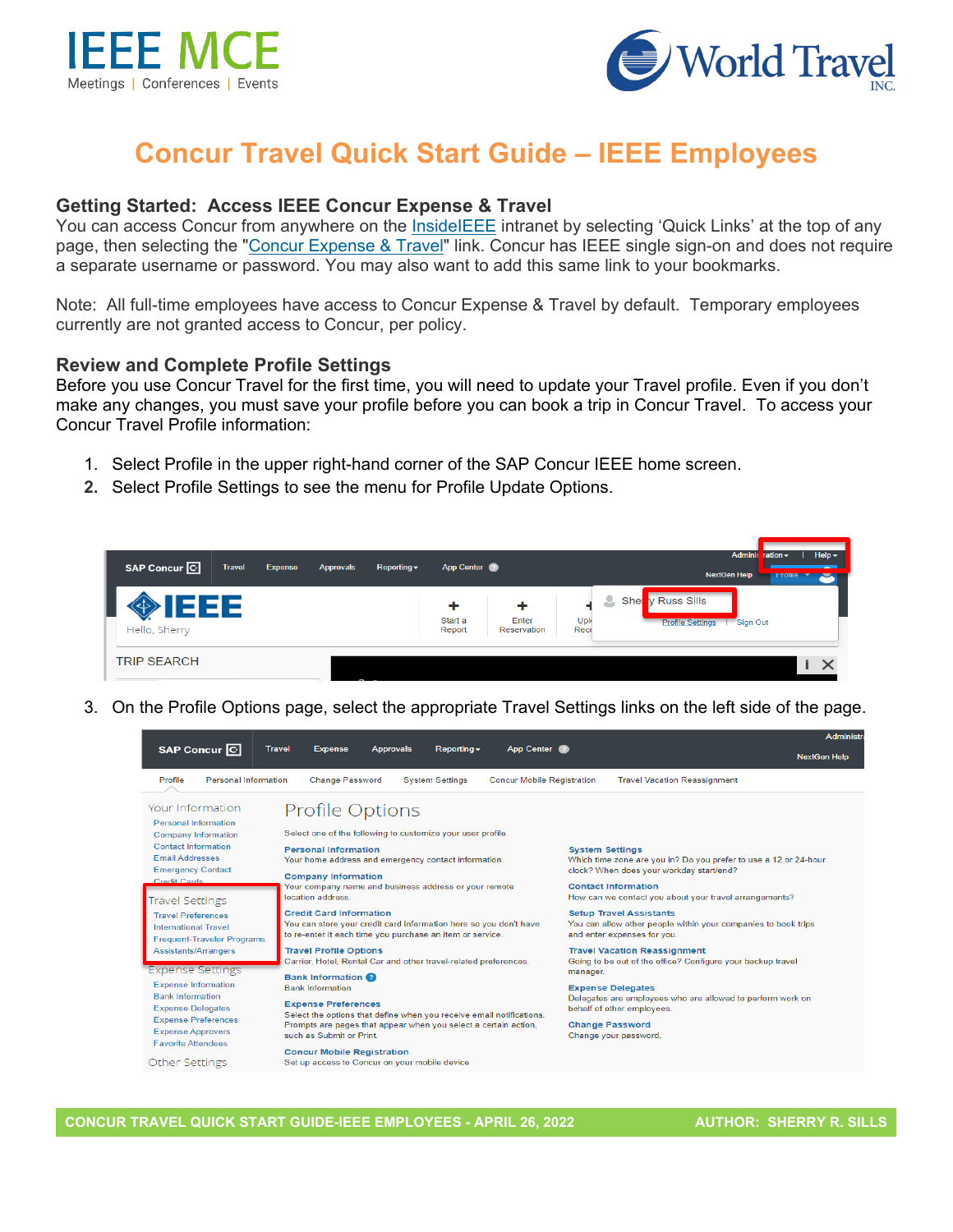# Concur Travel Quick Start Guide – IEEE Employees

## Getting Started: Access IEEE Concur Expense & Travel

You can access Concur from anywhere on the InsideIEEE intranet by selecting 'Quick Links' at the top of any page, then selecting the "Concur Expense & Travel" link. Concur has IEEE single sign-on and does not require a separate username or password. You may also want to add this same link to your bookmarks.

Note: All full-time employees have access to Concur Expense & Travel by default. Temporary employees currently are not granted access to Concur, per policy.

## Review and Complete Profile Settings

Before you use Concur Travel for the first time, you will need to update your Travel profile. Even if you don't make any changes, you must save your profile before you can book a trip in Concur Travel. To access your Concur Travel Profile information:

1. Select Profile in the upper right-hand corner of the SAP Concur IEEE home screen.
2. Select Profile Settings to see the menu for Profile Update Options.

3. On the Profile Options page, select the appropriate Travel Settings links on the left side of the page.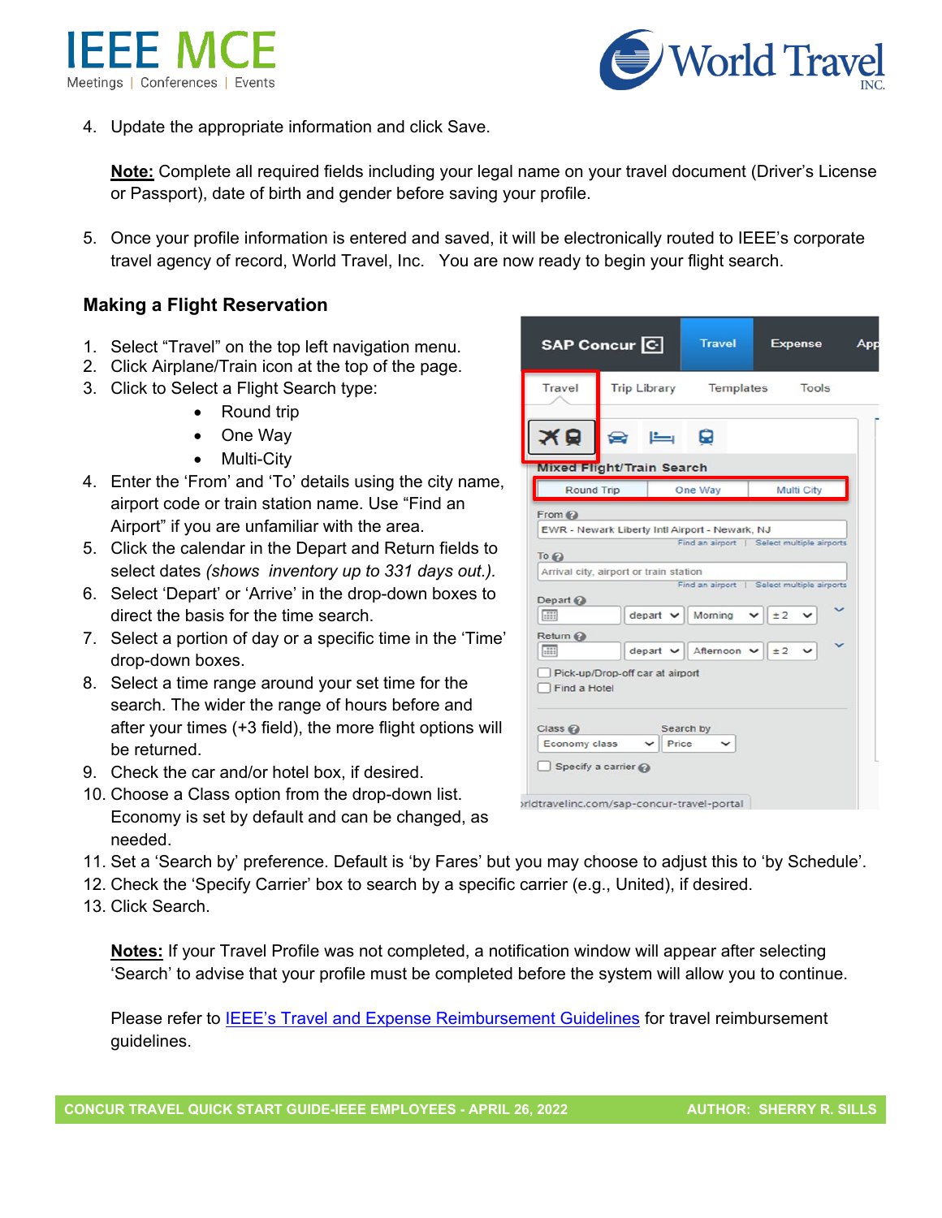4. Update the appropriate information and click Save.

   **Note:** Complete all required fields including your legal name on your travel document (Driver's License or Passport), date of birth and gender before saving your profile.

5. Once your profile information is entered and saved, it will be electronically routed to IEEE's corporate travel agency of record, World Travel, Inc. You are now ready to begin your flight search.

### Making a Flight Reservation

1. Select "Travel" on the top left navigation menu.
2. Click Airplane/Train icon at the top of the page.
3. Click to Select a Flight Search type:
   - Round trip
   - One Way
   - Multi-City
4. Enter the 'From' and 'To' details using the city name, airport code or train station name. Use "Find an Airport" if you are unfamiliar with the area.
5. Click the calendar in the Depart and Return fields to select dates *(shows inventory up to 331 days out.).*
6. Select 'Depart' or 'Arrive' in the drop-down boxes to direct the basis for the time search.
7. Select a portion of day or a specific time in the 'Time' drop-down boxes.
8. Select a time range around your set time for the search. The wider the range of hours before and after your times (+3 field), the more flight options will be returned.
9. Check the car and/or hotel box, if desired.
10. Choose a Class option from the drop-down list. Economy is set by default and can be changed, as needed.
11. Set a 'Search by' preference. Default is 'by Fares' but you may choose to adjust this to 'by Schedule'.
12. Check the 'Specify Carrier' box to search by a specific carrier (e.g., United), if desired.
13. Click Search.

    **Notes:** If your Travel Profile was not completed, a notification window will appear after selecting 'Search' to advise that your profile must be completed before the system will allow you to continue.

    Please refer to IEEE's Travel and Expense Reimbursement Guidelines for travel reimbursement guidelines.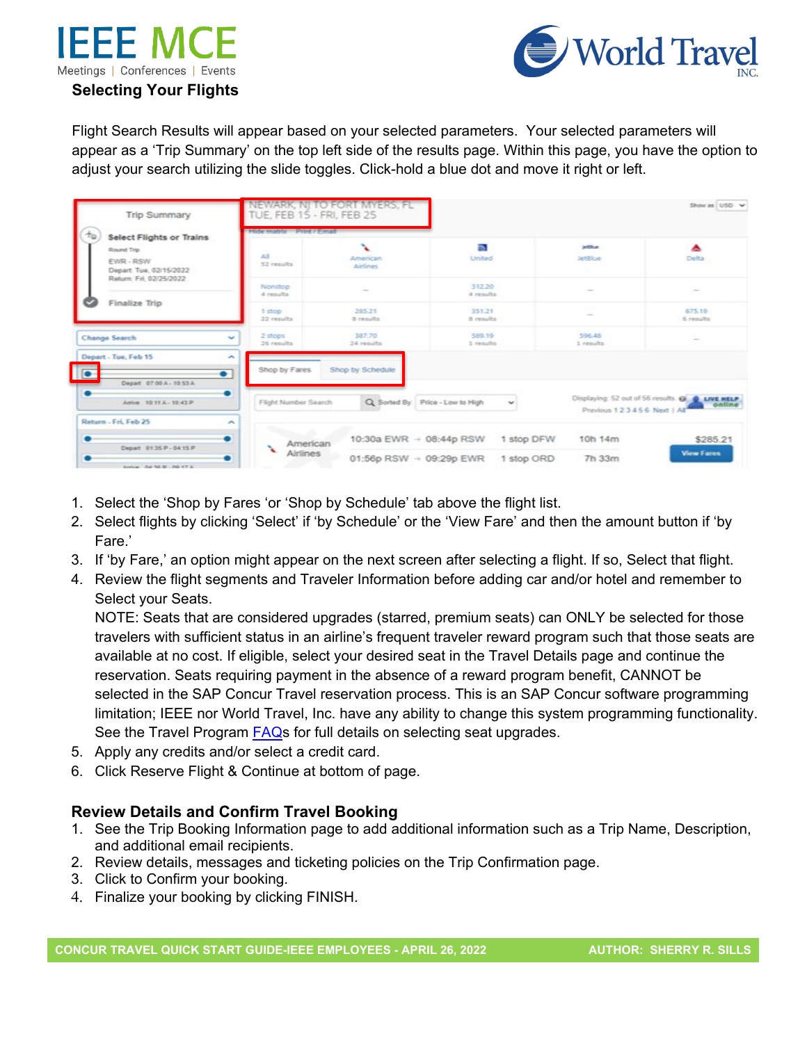## Selecting Your Flights

Flight Search Results will appear based on your selected parameters. Your selected parameters will appear as a 'Trip Summary' on the top left side of the results page. Within this page, you have the option to adjust your search utilizing the slide toggles. Click-hold a blue dot and move it right or left.

1. Select the 'Shop by Fares 'or 'Shop by Schedule' tab above the flight list.
2. Select flights by clicking 'Select' if 'by Schedule' or the 'View Fare' and then the amount button if 'by Fare.'
3. If 'by Fare,' an option might appear on the next screen after selecting a flight. If so, Select that flight.
4. Review the flight segments and Traveler Information before adding car and/or hotel and remember to Select your Seats.
   NOTE: Seats that are considered upgrades (starred, premium seats) can ONLY be selected for those travelers with sufficient status in an airline's frequent traveler reward program such that those seats are available at no cost. If eligible, select your desired seat in the Travel Details page and continue the reservation. Seats requiring payment in the absence of a reward program benefit, CANNOT be selected in the SAP Concur Travel reservation process. This is an SAP Concur software programming limitation; IEEE nor World Travel, Inc. have any ability to change this system programming functionality. See the Travel Program FAQs for full details on selecting seat upgrades.
5. Apply any credits and/or select a credit card.
6. Click Reserve Flight & Continue at bottom of page.

## Review Details and Confirm Travel Booking

1. See the Trip Booking Information page to add additional information such as a Trip Name, Description, and additional email recipients.
2. Review details, messages and ticketing policies on the Trip Confirmation page.
3. Click to Confirm your booking.
4. Finalize your booking by clicking FINISH.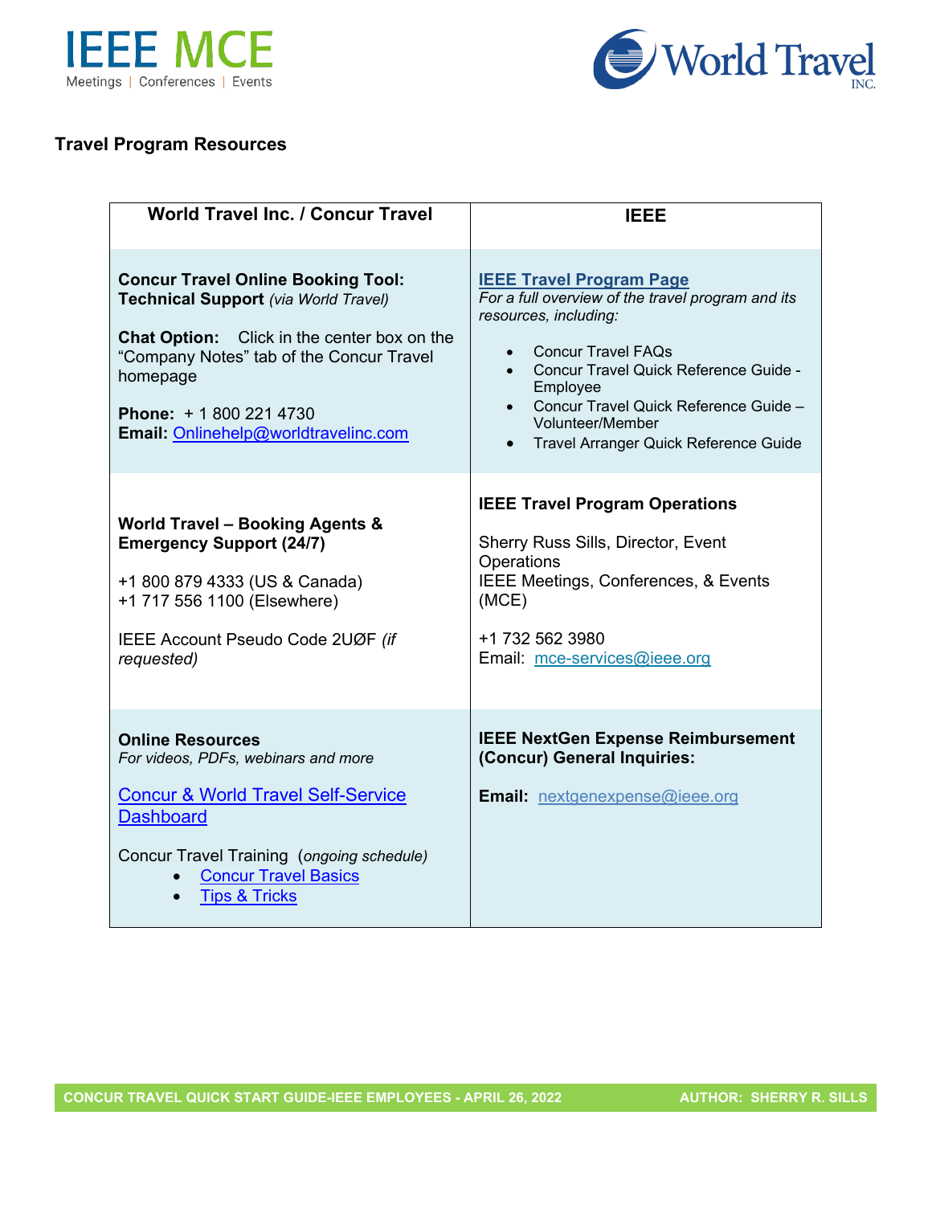## Travel Program Resources

| World Travel Inc. / Concur Travel | IEEE |
|---|---|
| **Concur Travel Online Booking Tool: Technical Support** *(via World Travel)*<br><br>**Chat Option:** Click in the center box on the "Company Notes" tab of the Concur Travel homepage<br><br>**Phone:** + 1 800 221 4730<br>**Email:** Onlinehelp@worldtravelinc.com | **IEEE Travel Program Page**<br>*For a full overview of the travel program and its resources, including:*<br>• Concur Travel FAQs<br>• Concur Travel Quick Reference Guide - Employee<br>• Concur Travel Quick Reference Guide – Volunteer/Member<br>• Travel Arranger Quick Reference Guide |
| **World Travel – Booking Agents & Emergency Support (24/7)**<br><br>+1 800 879 4333 (US & Canada)<br>+1 717 556 1100 (Elsewhere)<br><br>IEEE Account Pseudo Code 2UØF *(if requested)* | **IEEE Travel Program Operations**<br><br>Sherry Russ Sills, Director, Event Operations<br>IEEE Meetings, Conferences, & Events (MCE)<br><br>+1 732 562 3980<br>Email: mce-services@ieee.org |
| **Online Resources**<br>*For videos, PDFs, webinars and more*<br><br>Concur & World Travel Self-Service Dashboard<br><br>Concur Travel Training *(ongoing schedule)*<br>• Concur Travel Basics<br>• Tips & Tricks | **IEEE NextGen Expense Reimbursement (Concur) General Inquiries:**<br><br>**Email:** nextgenexpense@ieee.org |